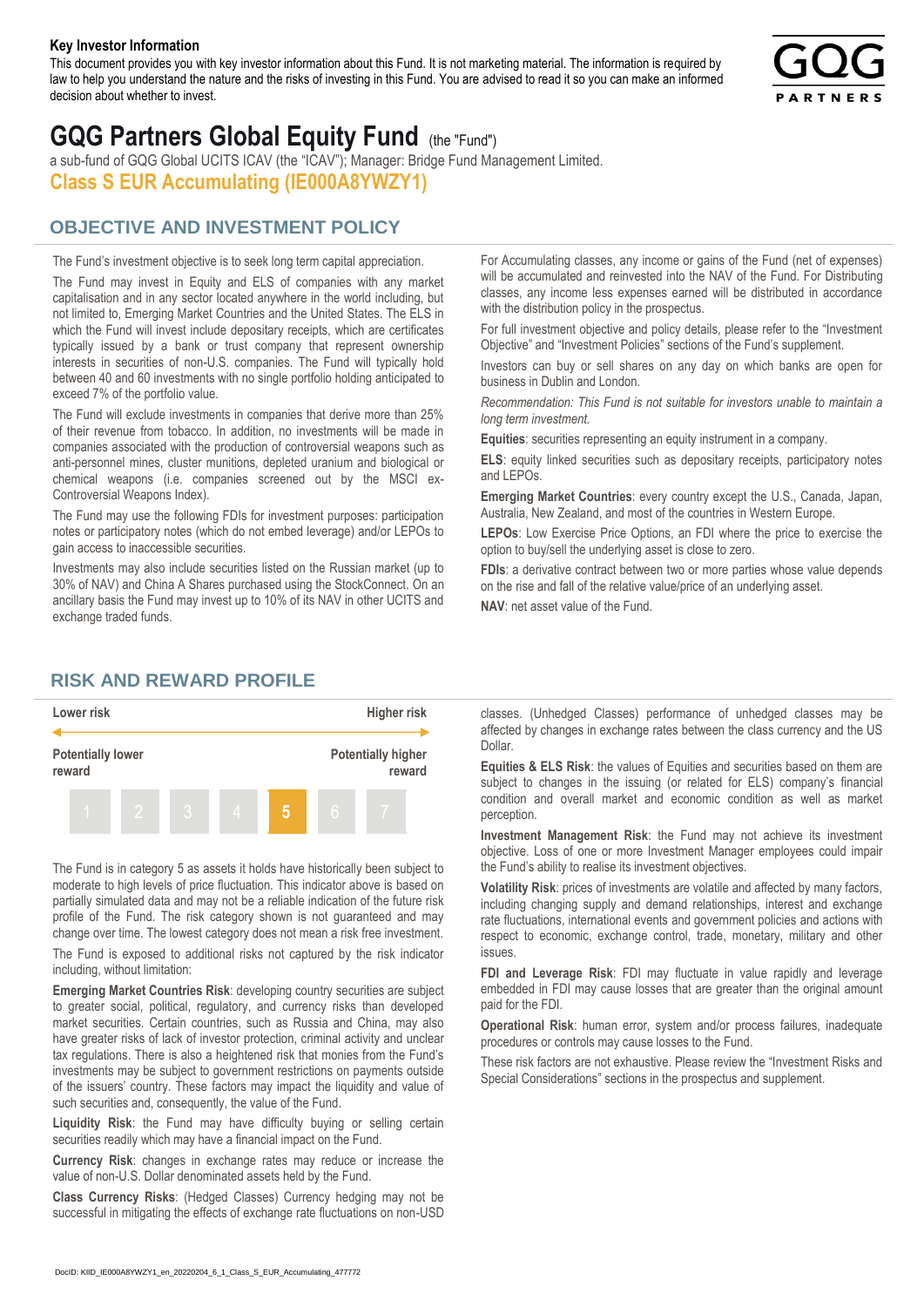**Key Investor Information**

This document provides you with key investor information about this Fund. It is not marketing material. The information is required by law to help you understand the nature and the risks of investing in this Fund. You are advised to read it so you can make an informed decision about whether to invest.

# GQG Partners Global Equity Fund (the "Fund")

a sub-fund of GQG Global UCITS ICAV (the "ICAV"); Manager: Bridge Fund Management Limited.

**Class S EUR Accumulating (IE000A8YWZY1)**

## OBJECTIVE AND INVESTMENT POLICY

The Fund's investment objective is to seek long term capital appreciation.

The Fund may invest in Equity and ELS of companies with any market capitalisation and in any sector located anywhere in the world including, but not limited to, Emerging Market Countries and the United States. The ELS in which the Fund will invest include depositary receipts, which are certificates typically issued by a bank or trust company that represent ownership interests in securities of non-U.S. companies. The Fund will typically hold between 40 and 60 investments with no single portfolio holding anticipated to exceed 7% of the portfolio value.

The Fund will exclude investments in companies that derive more than 25% of their revenue from tobacco. In addition, no investments will be made in companies associated with the production of controversial weapons such as anti-personnel mines, cluster munitions, depleted uranium and biological or chemical weapons (i.e. companies screened out by the MSCI ex-Controversial Weapons Index).

The Fund may use the following FDIs for investment purposes: participation notes or participatory notes (which do not embed leverage) and/or LEPOs to gain access to inaccessible securities.

Investments may also include securities listed on the Russian market (up to 30% of NAV) and China A Shares purchased using the StockConnect. On an ancillary basis the Fund may invest up to 10% of its NAV in other UCITS and exchange traded funds.

For Accumulating classes, any income or gains of the Fund (net of expenses) will be accumulated and reinvested into the NAV of the Fund. For Distributing classes, any income less expenses earned will be distributed in accordance with the distribution policy in the prospectus.

For full investment objective and policy details, please refer to the "Investment Objective" and "Investment Policies" sections of the Fund's supplement.

Investors can buy or sell shares on any day on which banks are open for business in Dublin and London.

*Recommendation: This Fund is not suitable for investors unable to maintain a long term investment.*

**Equities**: securities representing an equity instrument in a company.

**ELS**: equity linked securities such as depositary receipts, participatory notes and LEPOs.

**Emerging Market Countries**: every country except the U.S., Canada, Japan, Australia, New Zealand, and most of the countries in Western Europe.

**LEPOs**: Low Exercise Price Options, an FDI where the price to exercise the option to buy/sell the underlying asset is close to zero.

**FDIs**: a derivative contract between two or more parties whose value depends on the rise and fall of the relative value/price of an underlying asset.

**NAV**: net asset value of the Fund.

## RISK AND REWARD PROFILE

| Lower risk | | | | | | Higher risk |
|---|---|---|---|---|---|---|
| Potentially lower reward | | | | | | Potentially higher reward |
| 1 | 2 | 3 | 4 | **5** | 6 | 7 |

The Fund is in category 5 as assets it holds have historically been subject to moderate to high levels of price fluctuation. This indicator above is based on partially simulated data and may not be a reliable indication of the future risk profile of the Fund. The risk category shown is not guaranteed and may change over time. The lowest category does not mean a risk free investment.

The Fund is exposed to additional risks not captured by the risk indicator including, without limitation:

**Emerging Market Countries Risk**: developing country securities are subject to greater social, political, regulatory, and currency risks than developed market securities. Certain countries, such as Russia and China, may also have greater risks of lack of investor protection, criminal activity and unclear tax regulations. There is also a heightened risk that monies from the Fund's investments may be subject to government restrictions on payments outside of the issuers' country. These factors may impact the liquidity and value of such securities and, consequently, the value of the Fund.

**Liquidity Risk**: the Fund may have difficulty buying or selling certain securities readily which may have a financial impact on the Fund.

**Currency Risk**: changes in exchange rates may reduce or increase the value of non-U.S. Dollar denominated assets held by the Fund.

**Class Currency Risks**: (Hedged Classes) Currency hedging may not be successful in mitigating the effects of exchange rate fluctuations on non-USD classes. (Unhedged Classes) performance of unhedged classes may be affected by changes in exchange rates between the class currency and the US Dollar.

**Equities & ELS Risk**: the values of Equities and securities based on them are subject to changes in the issuing (or related for ELS) company's financial condition and overall market and economic condition as well as market perception.

**Investment Management Risk**: the Fund may not achieve its investment objective. Loss of one or more Investment Manager employees could impair the Fund's ability to realise its investment objectives.

**Volatility Risk**: prices of investments are volatile and affected by many factors, including changing supply and demand relationships, interest and exchange rate fluctuations, international events and government policies and actions with respect to economic, exchange control, trade, monetary, military and other issues.

**FDI and Leverage Risk**: FDI may fluctuate in value rapidly and leverage embedded in FDI may cause losses that are greater than the original amount paid for the FDI.

**Operational Risk**: human error, system and/or process failures, inadequate procedures or controls may cause losses to the Fund.

These risk factors are not exhaustive. Please review the "Investment Risks and Special Considerations" sections in the prospectus and supplement.

DocID: KIID_IE000A8YWZY1_en_20220204_6_1_Class_S_EUR_Accumulating_477772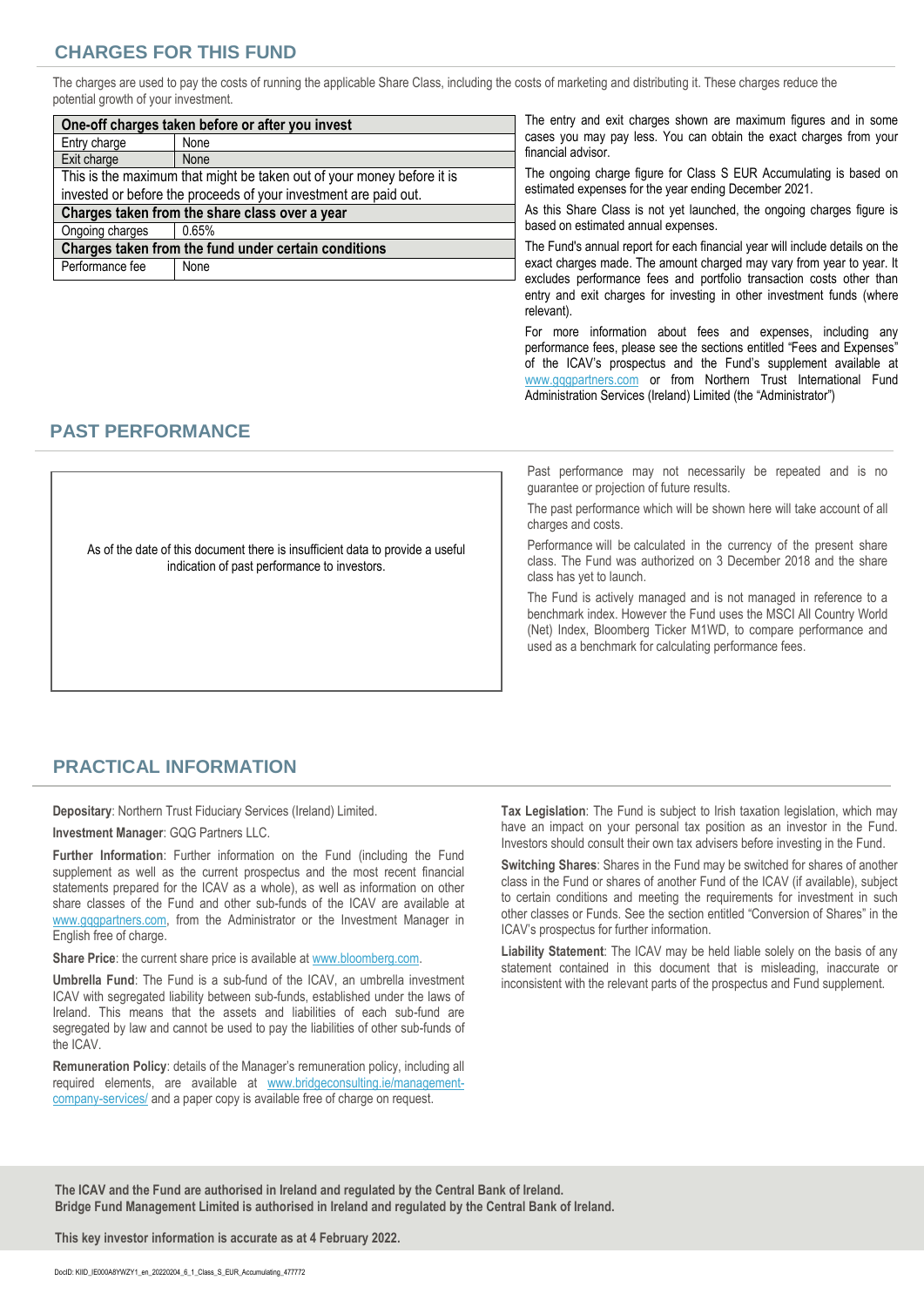## CHARGES FOR THIS FUND

The charges are used to pay the costs of running the applicable Share Class, including the costs of marketing and distributing it. These charges reduce the potential growth of your investment.

| One-off charges taken before or after you invest | |
|---|---|
| Entry charge | None |
| Exit charge | None |
| This is the maximum that might be taken out of your money before it is invested or before the proceeds of your investment are paid out. | |
| **Charges taken from the share class over a year** | |
| Ongoing charges | 0.65% |
| **Charges taken from the fund under certain conditions** | |
| Performance fee | None |

The entry and exit charges shown are maximum figures and in some cases you may pay less. You can obtain the exact charges from your financial advisor.

The ongoing charge figure for Class S EUR Accumulating is based on estimated expenses for the year ending December 2021.

As this Share Class is not yet launched, the ongoing charges figure is based on estimated annual expenses.

The Fund's annual report for each financial year will include details on the exact charges made. The amount charged may vary from year to year. It excludes performance fees and portfolio transaction costs other than entry and exit charges for investing in other investment funds (where relevant).

For more information about fees and expenses, including any performance fees, please see the sections entitled "Fees and Expenses" of the ICAV's prospectus and the Fund's supplement available at www.gqgpartners.com or from Northern Trust International Fund Administration Services (Ireland) Limited (the "Administrator")

## PAST PERFORMANCE

As of the date of this document there is insufficient data to provide a useful indication of past performance to investors.

Past performance may not necessarily be repeated and is no guarantee or projection of future results.

The past performance which will be shown here will take account of all charges and costs.

Performance will be calculated in the currency of the present share class. The Fund was authorized on 3 December 2018 and the share class has yet to launch.

The Fund is actively managed and is not managed in reference to a benchmark index. However the Fund uses the MSCI All Country World (Net) Index, Bloomberg Ticker M1WD, to compare performance and used as a benchmark for calculating performance fees.

## PRACTICAL INFORMATION

**Depositary**: Northern Trust Fiduciary Services (Ireland) Limited.

**Investment Manager**: GQG Partners LLC.

**Further Information**: Further information on the Fund (including the Fund supplement as well as the current prospectus and the most recent financial statements prepared for the ICAV as a whole), as well as information on other share classes of the Fund and other sub-funds of the ICAV are available at www.gqgpartners.com, from the Administrator or the Investment Manager in English free of charge.

**Share Price**: the current share price is available at www.bloomberg.com.

**Umbrella Fund**: The Fund is a sub-fund of the ICAV, an umbrella investment ICAV with segregated liability between sub-funds, established under the laws of Ireland. This means that the assets and liabilities of each sub-fund are segregated by law and cannot be used to pay the liabilities of other sub-funds of the ICAV.

**Remuneration Policy**: details of the Manager's remuneration policy, including all required elements, are available at www.bridgeconsulting.ie/management-company-services/ and a paper copy is available free of charge on request.

**Tax Legislation**: The Fund is subject to Irish taxation legislation, which may have an impact on your personal tax position as an investor in the Fund. Investors should consult their own tax advisers before investing in the Fund.

**Switching Shares**: Shares in the Fund may be switched for shares of another class in the Fund or shares of another Fund of the ICAV (if available), subject to certain conditions and meeting the requirements for investment in such other classes or Funds. See the section entitled "Conversion of Shares" in the ICAV's prospectus for further information.

**Liability Statement**: The ICAV may be held liable solely on the basis of any statement contained in this document that is misleading, inaccurate or inconsistent with the relevant parts of the prospectus and Fund supplement.

**The ICAV and the Fund are authorised in Ireland and regulated by the Central Bank of Ireland.**
**Bridge Fund Management Limited is authorised in Ireland and regulated by the Central Bank of Ireland.**

**This key investor information is accurate as at 4 February 2022.**

DocID: KIID_IE000A8YWZY1_en_20220204_6_1_Class_S_EUR_Accumulating_477772